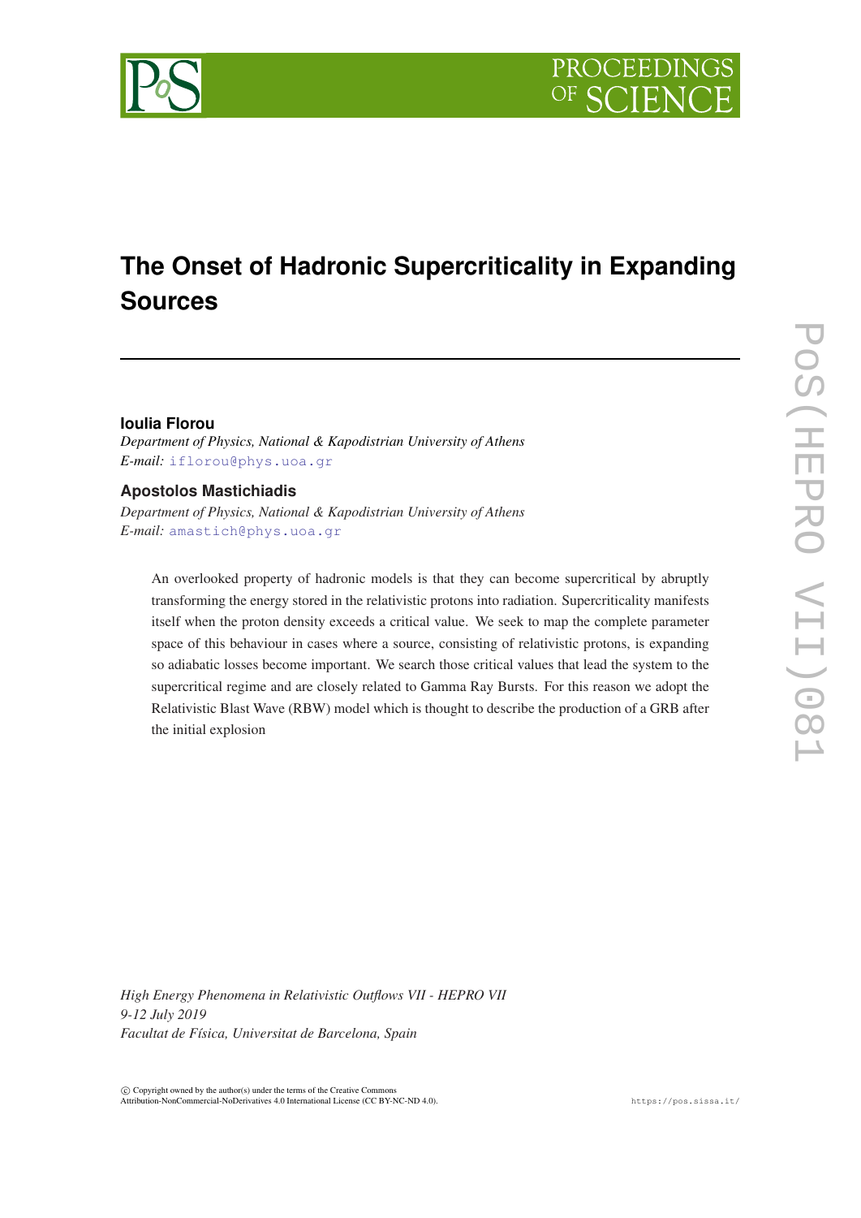# The Onset of Hadronic Supercriticality in Expanding Sources

**Ioulia Florou**

*Department of Physics, National & Kapodistrian University of Athens*
*E-mail:* iflorou@phys.uoa.gr

**Apostolos Mastichiadis**

*Department of Physics, National & Kapodistrian University of Athens*
*E-mail:* amastich@phys.uoa.gr

An overlooked property of hadronic models is that they can become supercritical by abruptly transforming the energy stored in the relativistic protons into radiation. Supercriticality manifests itself when the proton density exceeds a critical value. We seek to map the complete parameter space of this behaviour in cases where a source, consisting of relativistic protons, is expanding so adiabatic losses become important. We search those critical values that lead the system to the supercritical regime and are closely related to Gamma Ray Bursts. For this reason we adopt the Relativistic Blast Wave (RBW) model which is thought to describe the production of a GRB after the initial explosion

*High Energy Phenomena in Relativistic Outflows VII - HEPRO VII*
*9-12 July 2019*
*Facultat de Física, Universitat de Barcelona, Spain*

© Copyright owned by the author(s) under the terms of the Creative Commons Attribution-NonCommercial-NoDerivatives 4.0 International License (CC BY-NC-ND 4.0).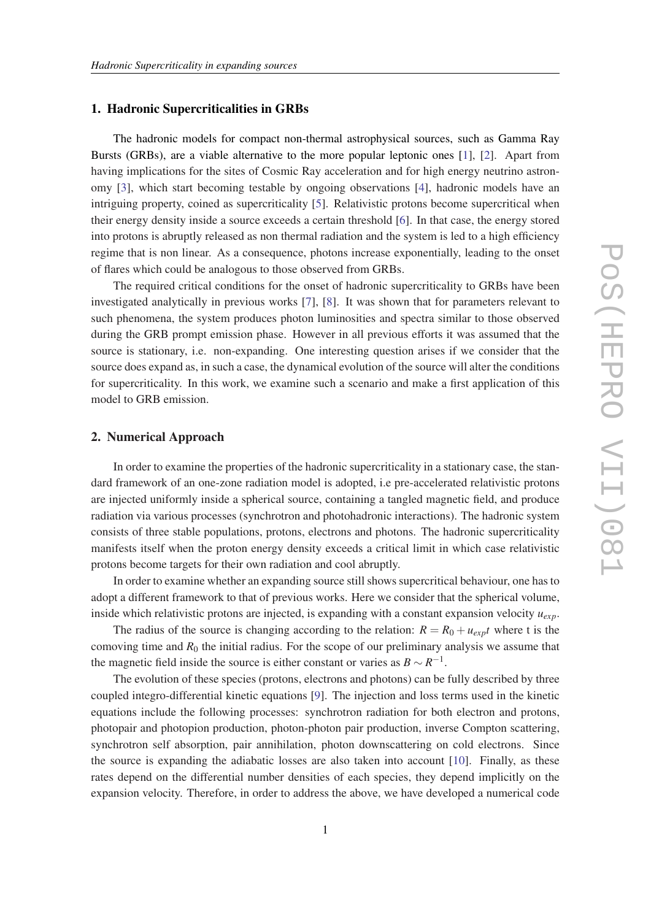## 1. Hadronic Supercriticalities in GRBs

The hadronic models for compact non-thermal astrophysical sources, such as Gamma Ray Bursts (GRBs), are a viable alternative to the more popular leptonic ones [1], [2]. Apart from having implications for the sites of Cosmic Ray acceleration and for high energy neutrino astronomy [3], which start becoming testable by ongoing observations [4], hadronic models have an intriguing property, coined as supercriticality [5]. Relativistic protons become supercritical when their energy density inside a source exceeds a certain threshold [6]. In that case, the energy stored into protons is abruptly released as non thermal radiation and the system is led to a high efficiency regime that is non linear. As a consequence, photons increase exponentially, leading to the onset of flares which could be analogous to those observed from GRBs.

The required critical conditions for the onset of hadronic supercriticality to GRBs have been investigated analytically in previous works [7], [8]. It was shown that for parameters relevant to such phenomena, the system produces photon luminosities and spectra similar to those observed during the GRB prompt emission phase. However in all previous efforts it was assumed that the source is stationary, i.e. non-expanding. One interesting question arises if we consider that the source does expand as, in such a case, the dynamical evolution of the source will alter the conditions for supercriticality. In this work, we examine such a scenario and make a first application of this model to GRB emission.

## 2. Numerical Approach

In order to examine the properties of the hadronic supercriticality in a stationary case, the standard framework of an one-zone radiation model is adopted, i.e pre-accelerated relativistic protons are injected uniformly inside a spherical source, containing a tangled magnetic field, and produce radiation via various processes (synchrotron and photohadronic interactions). The hadronic system consists of three stable populations, protons, electrons and photons. The hadronic supercriticality manifests itself when the proton energy density exceeds a critical limit in which case relativistic protons become targets for their own radiation and cool abruptly.

In order to examine whether an expanding source still shows supercritical behaviour, one has to adopt a different framework to that of previous works. Here we consider that the spherical volume, inside which relativistic protons are injected, is expanding with a constant expansion velocity $u_{exp}$.

The radius of the source is changing according to the relation: $R = R_0 + u_{exp}t$ where t is the comoving time and $R_0$ the initial radius. For the scope of our preliminary analysis we assume that the magnetic field inside the source is either constant or varies as $B \sim R^{-1}$.

The evolution of these species (protons, electrons and photons) can be fully described by three coupled integro-differential kinetic equations [9]. The injection and loss terms used in the kinetic equations include the following processes: synchrotron radiation for both electron and protons, photopair and photopion production, photon-photon pair production, inverse Compton scattering, synchrotron self absorption, pair annihilation, photon downscattering on cold electrons. Since the source is expanding the adiabatic losses are also taken into account [10]. Finally, as these rates depend on the differential number densities of each species, they depend implicitly on the expansion velocity. Therefore, in order to address the above, we have developed a numerical code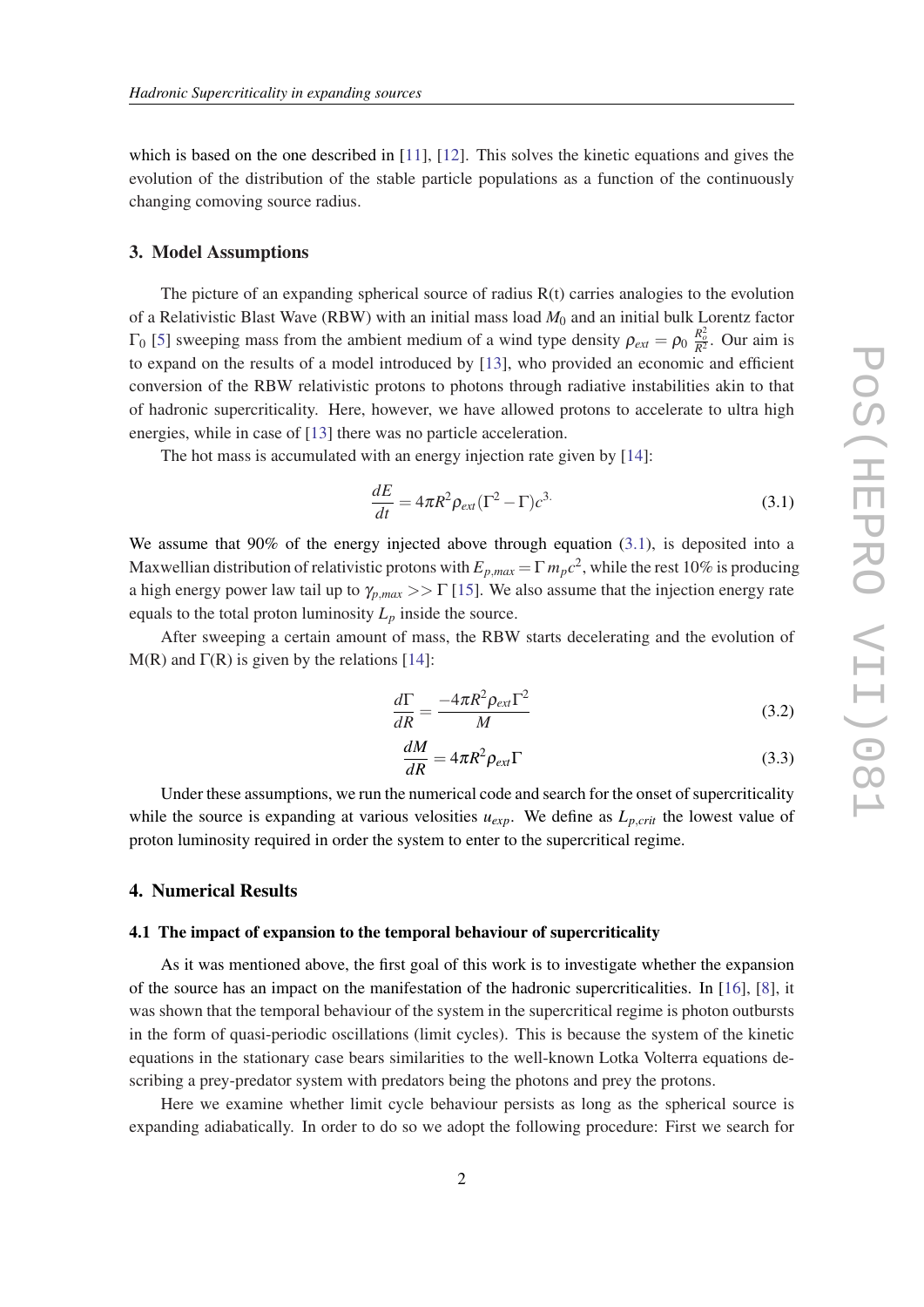which is based on the one described in [11], [12]. This solves the kinetic equations and gives the evolution of the distribution of the stable particle populations as a function of the continuously changing comoving source radius.

## 3. Model Assumptions

The picture of an expanding spherical source of radius R(t) carries analogies to the evolution of a Relativistic Blast Wave (RBW) with an initial mass load $M_0$ and an initial bulk Lorentz factor $\Gamma_0$ [5] sweeping mass from the ambient medium of a wind type density $\rho_{ext} = \rho_0 \, \frac{R_o^2}{R^2}$. Our aim is to expand on the results of a model introduced by [13], who provided an economic and efficient conversion of the RBW relativistic protons to photons through radiative instabilities akin to that of hadronic supercriticality. Here, however, we have allowed protons to accelerate to ultra high energies, while in case of [13] there was no particle acceleration.

The hot mass is accumulated with an energy injection rate given by [14]:

$$\frac{dE}{dt} = 4\pi R^2 \rho_{ext} (\Gamma^2 - \Gamma) c^3. \tag{3.1}$$

We assume that 90% of the energy injected above through equation (3.1), is deposited into a Maxwellian distribution of relativistic protons with $E_{p,max} = \Gamma \, m_p c^2$, while the rest 10% is producing a high energy power law tail up to $\gamma_{p,max} >> \Gamma$ [15]. We also assume that the injection energy rate equals to the total proton luminosity $L_p$ inside the source.

After sweeping a certain amount of mass, the RBW starts decelerating and the evolution of M(R) and Γ(R) is given by the relations [14]:

$$\frac{d\Gamma}{dR} = \frac{-4\pi R^2 \rho_{ext} \Gamma^2}{M} \tag{3.2}$$

$$\frac{dM}{dR} = 4\pi R^2 \rho_{ext} \Gamma \tag{3.3}$$

Under these assumptions, we run the numerical code and search for the onset of supercriticality while the source is expanding at various velocities $u_{exp}$. We define as $L_{p,crit}$ the lowest value of proton luminosity required in order the system to enter to the supercritical regime.

## 4. Numerical Results

### 4.1 The impact of expansion to the temporal behaviour of supercriticality

As it was mentioned above, the first goal of this work is to investigate whether the expansion of the source has an impact on the manifestation of the hadronic supercriticalities. In [16], [8], it was shown that the temporal behaviour of the system in the supercritical regime is photon outbursts in the form of quasi-periodic oscillations (limit cycles). This is because the system of the kinetic equations in the stationary case bears similarities to the well-known Lotka Volterra equations describing a prey-predator system with predators being the photons and prey the protons.

Here we examine whether limit cycle behaviour persists as long as the spherical source is expanding adiabatically. In order to do so we adopt the following procedure: First we search for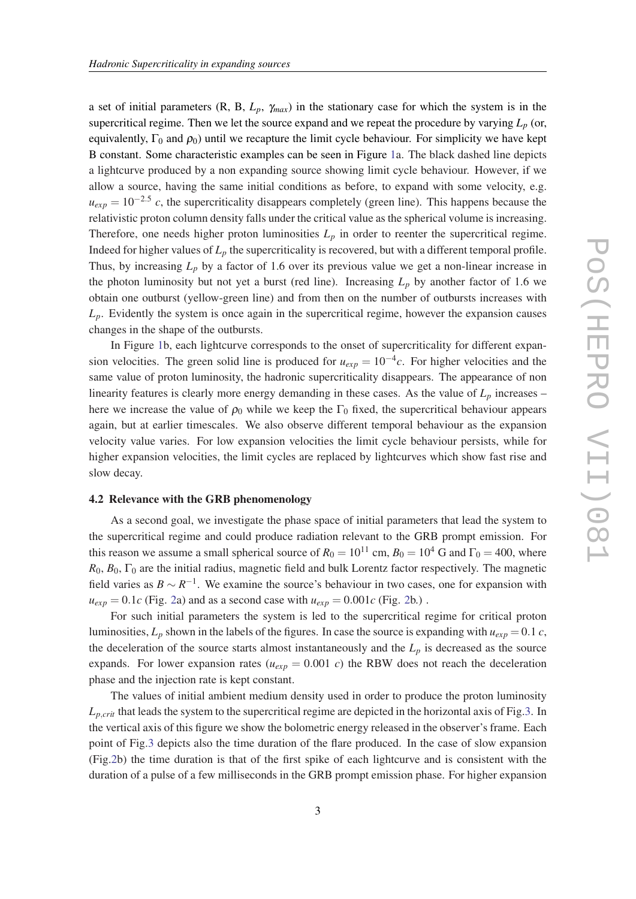a set of initial parameters (R, B, $L_p$, $\gamma_{max}$) in the stationary case for which the system is in the supercritical regime. Then we let the source expand and we repeat the procedure by varying $L_p$ (or, equivalently, $\Gamma_0$ and $\rho_0$) until we recapture the limit cycle behaviour. For simplicity we have kept B constant. Some characteristic examples can be seen in Figure 1a. The black dashed line depicts a lightcurve produced by a non expanding source showing limit cycle behaviour. However, if we allow a source, having the same initial conditions as before, to expand with some velocity, e.g. $u_{exp} = 10^{-2.5}$ $c$, the supercriticality disappears completely (green line). This happens because the relativistic proton column density falls under the critical value as the spherical volume is increasing. Therefore, one needs higher proton luminosities $L_p$ in order to reenter the supercritical regime. Indeed for higher values of $L_p$ the supercriticality is recovered, but with a different temporal profile. Thus, by increasing $L_p$ by a factor of 1.6 over its previous value we get a non-linear increase in the photon luminosity but not yet a burst (red line). Increasing $L_p$ by another factor of 1.6 we obtain one outburst (yellow-green line) and from then on the number of outbursts increases with $L_p$. Evidently the system is once again in the supercritical regime, however the expansion causes changes in the shape of the outbursts.

In Figure 1b, each lightcurve corresponds to the onset of supercriticality for different expansion velocities. The green solid line is produced for $u_{exp} = 10^{-4}c$. For higher velocities and the same value of proton luminosity, the hadronic supercriticality disappears. The appearance of non linearity features is clearly more energy demanding in these cases. As the value of $L_p$ increases – here we increase the value of $\rho_0$ while we keep the $\Gamma_0$ fixed, the supercritical behaviour appears again, but at earlier timescales. We also observe different temporal behaviour as the expansion velocity value varies. For low expansion velocities the limit cycle behaviour persists, while for higher expansion velocities, the limit cycles are replaced by lightcurves which show fast rise and slow decay.

### 4.2 Relevance with the GRB phenomenology

As a second goal, we investigate the phase space of initial parameters that lead the system to the supercritical regime and could produce radiation relevant to the GRB prompt emission. For this reason we assume a small spherical source of $R_0 = 10^{11}$ cm, $B_0 = 10^4$ G and $\Gamma_0 = 400$, where $R_0$, $B_0$, $\Gamma_0$ are the initial radius, magnetic field and bulk Lorentz factor respectively. The magnetic field varies as $B \sim R^{-1}$. We examine the source's behaviour in two cases, one for expansion with $u_{exp} = 0.1c$ (Fig. 2a) and as a second case with $u_{exp} = 0.001c$ (Fig. 2b.) .

For such initial parameters the system is led to the supercritical regime for critical proton luminosities, $L_p$ shown in the labels of the figures. In case the source is expanding with $u_{exp} = 0.1$ $c$, the deceleration of the source starts almost instantaneously and the $L_p$ is decreased as the source expands. For lower expansion rates ($u_{exp} = 0.001$ $c$) the RBW does not reach the deceleration phase and the injection rate is kept constant.

The values of initial ambient medium density used in order to produce the proton luminosity $L_{p,crit}$ that leads the system to the supercritical regime are depicted in the horizontal axis of Fig.3. In the vertical axis of this figure we show the bolometric energy released in the observer's frame. Each point of Fig.3 depicts also the time duration of the flare produced. In the case of slow expansion (Fig.2b) the time duration is that of the first spike of each lightcurve and is consistent with the duration of a pulse of a few milliseconds in the GRB prompt emission phase. For higher expansion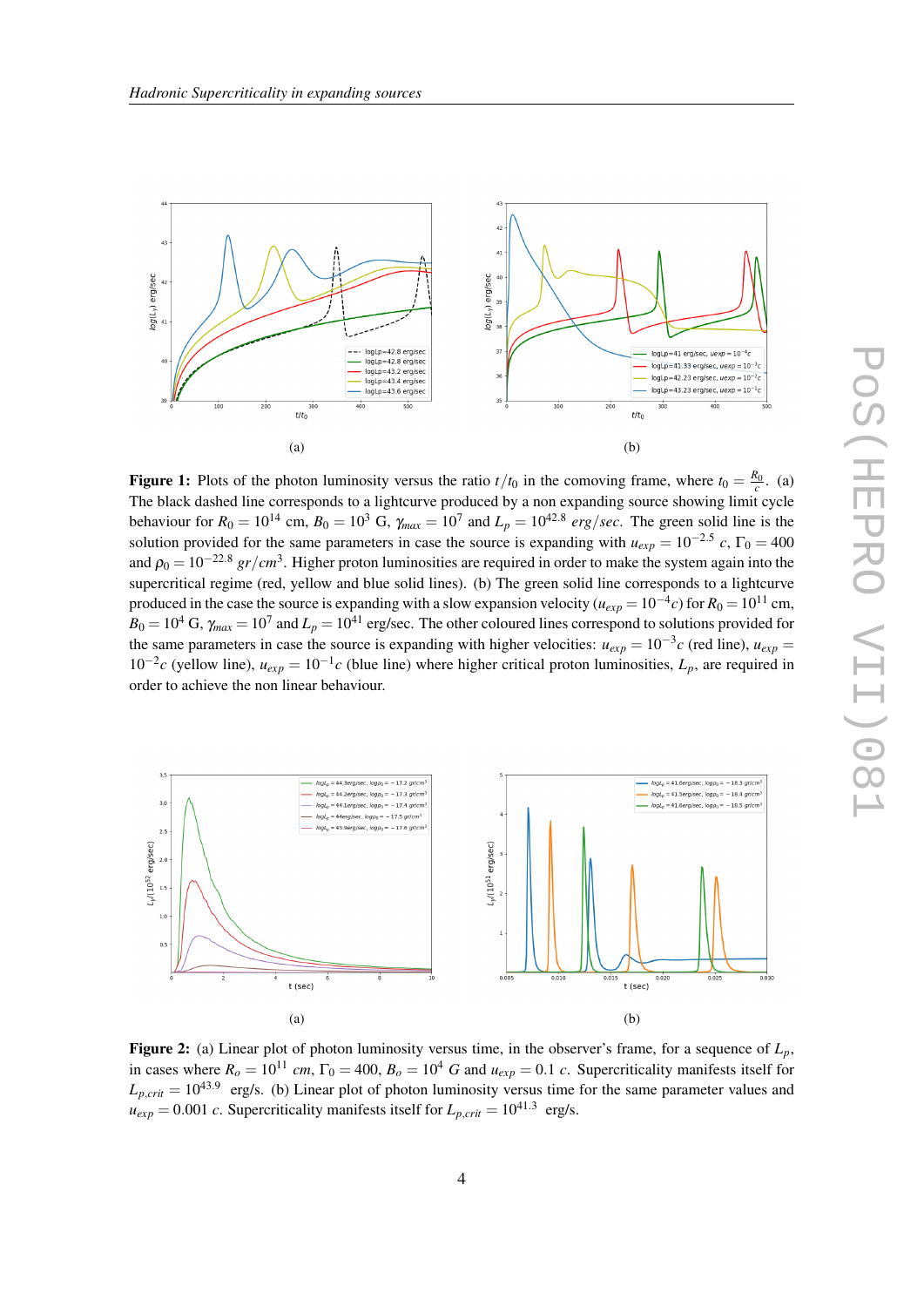(a)

(b)

**Figure 1:** Plots of the photon luminosity versus the ratio $t/t_0$ in the comoving frame, where $t_0 = \frac{R_0}{c}$. (a) The black dashed line corresponds to a lightcurve produced by a non expanding source showing limit cycle behaviour for $R_0 = 10^{14}$ cm, $B_0 = 10^3$ G, $\gamma_{max} = 10^7$ and $L_p = 10^{42.8}$ $erg/sec$. The green solid line is the solution provided for the same parameters in case the source is expanding with $u_{exp} = 10^{-2.5}$ $c$, $\Gamma_0 = 400$ and $\rho_0 = 10^{-22.8}$ $gr/cm^3$. Higher proton luminosities are required in order to make the system again into the supercritical regime (red, yellow and blue solid lines). (b) The green solid line corresponds to a lightcurve produced in the case the source is expanding with a slow expansion velocity ($u_{exp} = 10^{-4}c$) for $R_0 = 10^{11}$ cm, $B_0 = 10^4$ G, $\gamma_{max} = 10^7$ and $L_p = 10^{41}$ erg/sec. The other coloured lines correspond to solutions provided for the same parameters in case the source is expanding with higher velocities: $u_{exp} = 10^{-3}c$ (red line), $u_{exp} = 10^{-2}c$ (yellow line), $u_{exp} = 10^{-1}c$ (blue line) where higher critical proton luminosities, $L_p$, are required in order to achieve the non linear behaviour.

(a)

(b)

**Figure 2:** (a) Linear plot of photon luminosity versus time, in the observer's frame, for a sequence of $L_p$, in cases where $R_o = 10^{11}$ $cm$, $\Gamma_0 = 400$, $B_o = 10^4$ $G$ and $u_{exp} = 0.1$ $c$. Supercriticality manifests itself for $L_{p,crit} = 10^{43.9}$ erg/s. (b) Linear plot of photon luminosity versus time for the same parameter values and $u_{exp} = 0.001$ $c$. Supercriticality manifests itself for $L_{p,crit} = 10^{41.3}$ erg/s.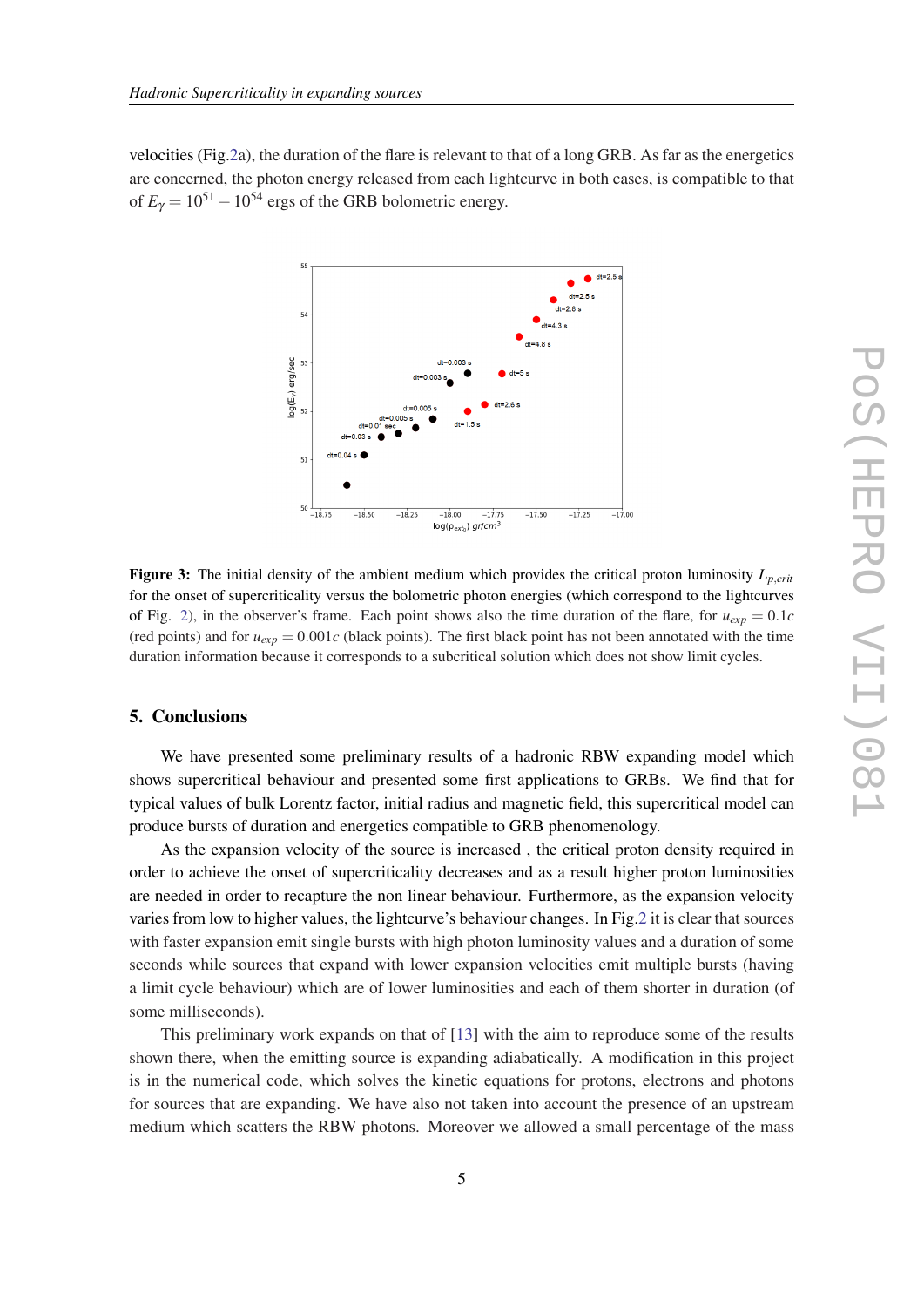velocities (Fig.2a), the duration of the flare is relevant to that of a long GRB. As far as the energetics are concerned, the photon energy released from each lightcurve in both cases, is compatible to that of $E_\gamma = 10^{51} - 10^{54}$ ergs of the GRB bolometric energy.

**Figure 3:** The initial density of the ambient medium which provides the critical proton luminosity $L_{p,crit}$ for the onset of supercriticality versus the bolometric photon energies (which correspond to the lightcurves of Fig. 2), in the observer's frame. Each point shows also the time duration of the flare, for $u_{exp} = 0.1c$ (red points) and for $u_{exp} = 0.001c$ (black points). The first black point has not been annotated with the time duration information because it corresponds to a subcritical solution which does not show limit cycles.

## 5. Conclusions

We have presented some preliminary results of a hadronic RBW expanding model which shows supercritical behaviour and presented some first applications to GRBs. We find that for typical values of bulk Lorentz factor, initial radius and magnetic field, this supercritical model can produce bursts of duration and energetics compatible to GRB phenomenology.

As the expansion velocity of the source is increased , the critical proton density required in order to achieve the onset of supercriticality decreases and as a result higher proton luminosities are needed in order to recapture the non linear behaviour. Furthermore, as the expansion velocity varies from low to higher values, the lightcurve's behaviour changes. In Fig.2 it is clear that sources with faster expansion emit single bursts with high photon luminosity values and a duration of some seconds while sources that expand with lower expansion velocities emit multiple bursts (having a limit cycle behaviour) which are of lower luminosities and each of them shorter in duration (of some milliseconds).

This preliminary work expands on that of [13] with the aim to reproduce some of the results shown there, when the emitting source is expanding adiabatically. A modification in this project is in the numerical code, which solves the kinetic equations for protons, electrons and photons for sources that are expanding. We have also not taken into account the presence of an upstream medium which scatters the RBW photons. Moreover we allowed a small percentage of the mass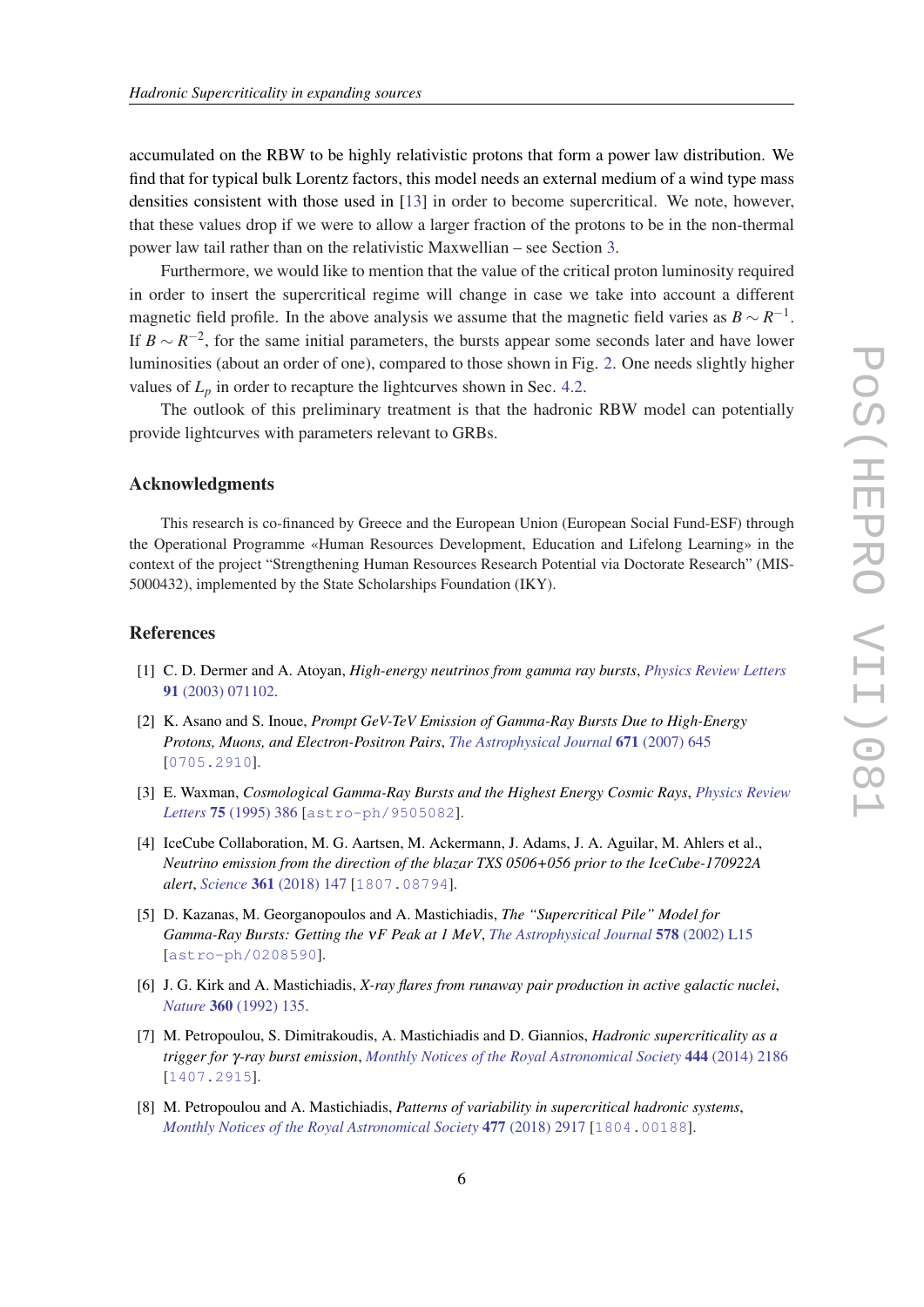accumulated on the RBW to be highly relativistic protons that form a power law distribution. We find that for typical bulk Lorentz factors, this model needs an external medium of a wind type mass densities consistent with those used in [13] in order to become supercritical. We note, however, that these values drop if we were to allow a larger fraction of the protons to be in the non-thermal power law tail rather than on the relativistic Maxwellian – see Section 3.

Furthermore, we would like to mention that the value of the critical proton luminosity required in order to insert the supercritical regime will change in case we take into account a different magnetic field profile. In the above analysis we assume that the magnetic field varies as $B \sim R^{-1}$. If $B \sim R^{-2}$, for the same initial parameters, the bursts appear some seconds later and have lower luminosities (about an order of one), compared to those shown in Fig. 2. One needs slightly higher values of $L_p$ in order to recapture the lightcurves shown in Sec. 4.2.

The outlook of this preliminary treatment is that the hadronic RBW model can potentially provide lightcurves with parameters relevant to GRBs.

## Acknowledgments

This research is co-financed by Greece and the European Union (European Social Fund-ESF) through the Operational Programme «Human Resources Development, Education and Lifelong Learning» in the context of the project "Strengthening Human Resources Research Potential via Doctorate Research" (MIS-5000432), implemented by the State Scholarships Foundation (IKY).

## References

[1] C. D. Dermer and A. Atoyan, *High-energy neutrinos from gamma ray bursts*, *Physics Review Letters* **91** (2003) 071102.

[2] K. Asano and S. Inoue, *Prompt GeV-TeV Emission of Gamma-Ray Bursts Due to High-Energy Protons, Muons, and Electron-Positron Pairs*, *The Astrophysical Journal* **671** (2007) 645 [0705.2910].

[3] E. Waxman, *Cosmological Gamma-Ray Bursts and the Highest Energy Cosmic Rays*, *Physics Review Letters* **75** (1995) 386 [astro-ph/9505082].

[4] IceCube Collaboration, M. G. Aartsen, M. Ackermann, J. Adams, J. A. Aguilar, M. Ahlers et al., *Neutrino emission from the direction of the blazar TXS 0506+056 prior to the IceCube-170922A alert*, *Science* **361** (2018) 147 [1807.08794].

[5] D. Kazanas, M. Georganopoulos and A. Mastichiadis, *The "Supercritical Pile" Model for Gamma-Ray Bursts: Getting the νF Peak at 1 MeV*, *The Astrophysical Journal* **578** (2002) L15 [astro-ph/0208590].

[6] J. G. Kirk and A. Mastichiadis, *X-ray flares from runaway pair production in active galactic nuclei*, *Nature* **360** (1992) 135.

[7] M. Petropoulou, S. Dimitrakoudis, A. Mastichiadis and D. Giannios, *Hadronic supercriticality as a trigger for γ-ray burst emission*, *Monthly Notices of the Royal Astronomical Society* **444** (2014) 2186 [1407.2915].

[8] M. Petropoulou and A. Mastichiadis, *Patterns of variability in supercritical hadronic systems*, *Monthly Notices of the Royal Astronomical Society* **477** (2018) 2917 [1804.00188].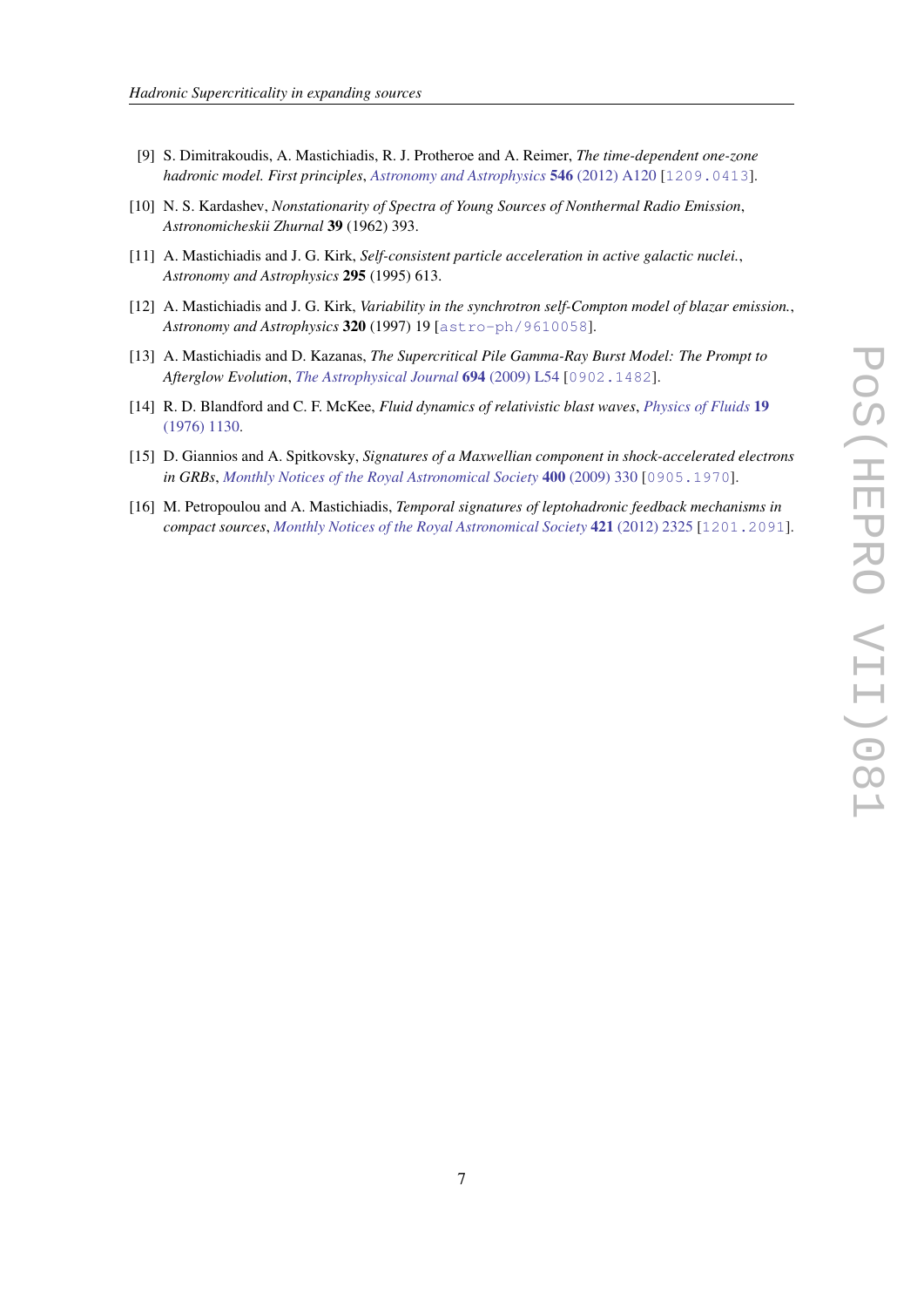[9] S. Dimitrakoudis, A. Mastichiadis, R. J. Protheroe and A. Reimer, *The time-dependent one-zone hadronic model. First principles*, *Astronomy and Astrophysics* **546** (2012) A120 [1209.0413].

[10] N. S. Kardashev, *Nonstationarity of Spectra of Young Sources of Nonthermal Radio Emission*, *Astronomicheskii Zhurnal* **39** (1962) 393.

[11] A. Mastichiadis and J. G. Kirk, *Self-consistent particle acceleration in active galactic nuclei.*, *Astronomy and Astrophysics* **295** (1995) 613.

[12] A. Mastichiadis and J. G. Kirk, *Variability in the synchrotron self-Compton model of blazar emission.*, *Astronomy and Astrophysics* **320** (1997) 19 [astro-ph/9610058].

[13] A. Mastichiadis and D. Kazanas, *The Supercritical Pile Gamma-Ray Burst Model: The Prompt to Afterglow Evolution*, *The Astrophysical Journal* **694** (2009) L54 [0902.1482].

[14] R. D. Blandford and C. F. McKee, *Fluid dynamics of relativistic blast waves*, *Physics of Fluids* **19** (1976) 1130.

[15] D. Giannios and A. Spitkovsky, *Signatures of a Maxwellian component in shock-accelerated electrons in GRBs*, *Monthly Notices of the Royal Astronomical Society* **400** (2009) 330 [0905.1970].

[16] M. Petropoulou and A. Mastichiadis, *Temporal signatures of leptohadronic feedback mechanisms in compact sources*, *Monthly Notices of the Royal Astronomical Society* **421** (2012) 2325 [1201.2091].